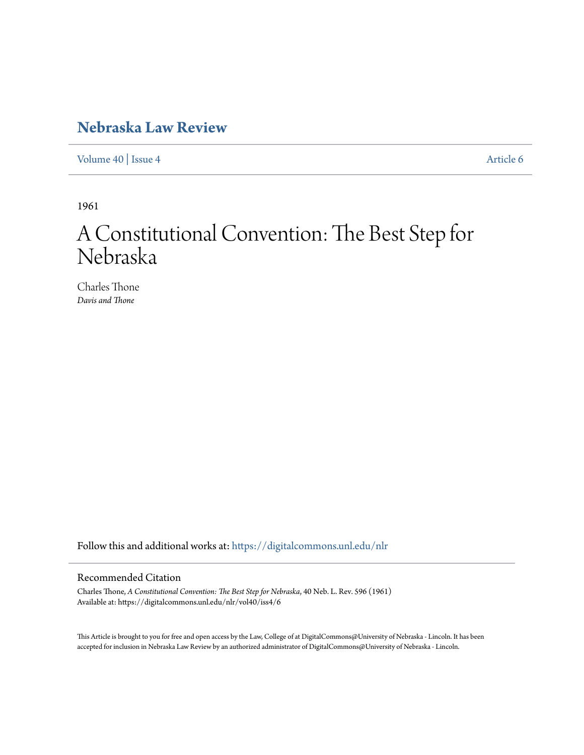# Nebraska Law Review

Volume 40 | Issue 4 Article 6

1961

# A Constitutional Convention: The Best Step for Nebraska

Charles Thone
*Davis and Thone*

Follow this and additional works at: https://digitalcommons.unl.edu/nlr

## Recommended Citation

Charles Thone, *A Constitutional Convention: The Best Step for Nebraska*, 40 Neb. L. Rev. 596 (1961)
Available at: https://digitalcommons.unl.edu/nlr/vol40/iss4/6

This Article is brought to you for free and open access by the Law, College of at DigitalCommons@University of Nebraska - Lincoln. It has been accepted for inclusion in Nebraska Law Review by an authorized administrator of DigitalCommons@University of Nebraska - Lincoln.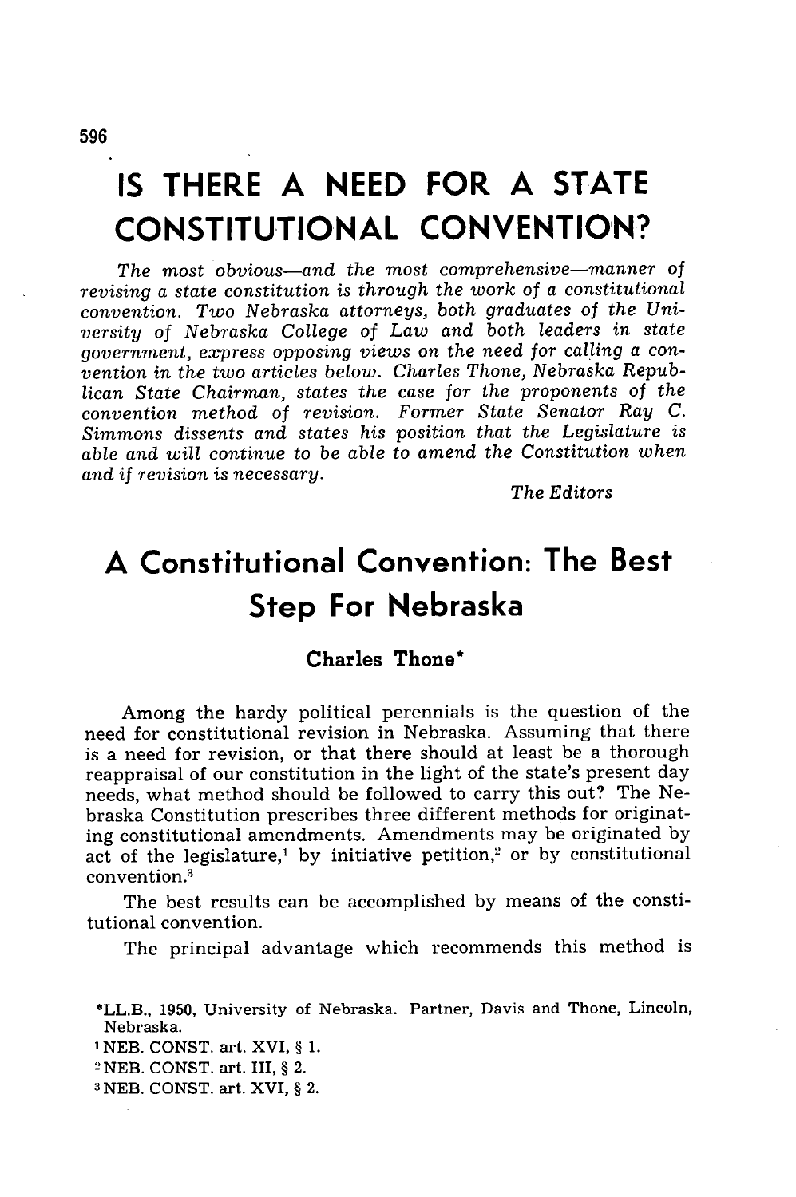# IS THERE A NEED FOR A STATE CONSTITUTIONAL CONVENTION?

*The most obvious—and the most comprehensive—manner of revising a state constitution is through the work of a constitutional convention. Two Nebraska attorneys, both graduates of the University of Nebraska College of Law and both leaders in state government, express opposing views on the need for calling a convention in the two articles below. Charles Thone, Nebraska Republican State Chairman, states the case for the proponents of the convention method of revision. Former State Senator Ray C. Simmons dissents and states his position that the Legislature is able and will continue to be able to amend the Constitution when and if revision is necessary.*

*The Editors*

## A Constitutional Convention: The Best Step For Nebraska

**Charles Thone***

Among the hardy political perennials is the question of the need for constitutional revision in Nebraska. Assuming that there is a need for revision, or that there should at least be a thorough reappraisal of our constitution in the light of the state's present day needs, what method should be followed to carry this out? The Nebraska Constitution prescribes three different methods for originating constitutional amendments. Amendments may be originated by act of the legislature,[1] by initiative petition,[2] or by constitutional convention.[3]

The best results can be accomplished by means of the constitutional convention.

The principal advantage which recommends this method is

*LL.B., 1950, University of Nebraska. Partner, Davis and Thone, Lincoln, Nebraska.

[1] NEB. CONST. art. XVI, § 1.

[2] NEB. CONST. art. III, § 2.

[3] NEB. CONST. art. XVI, § 2.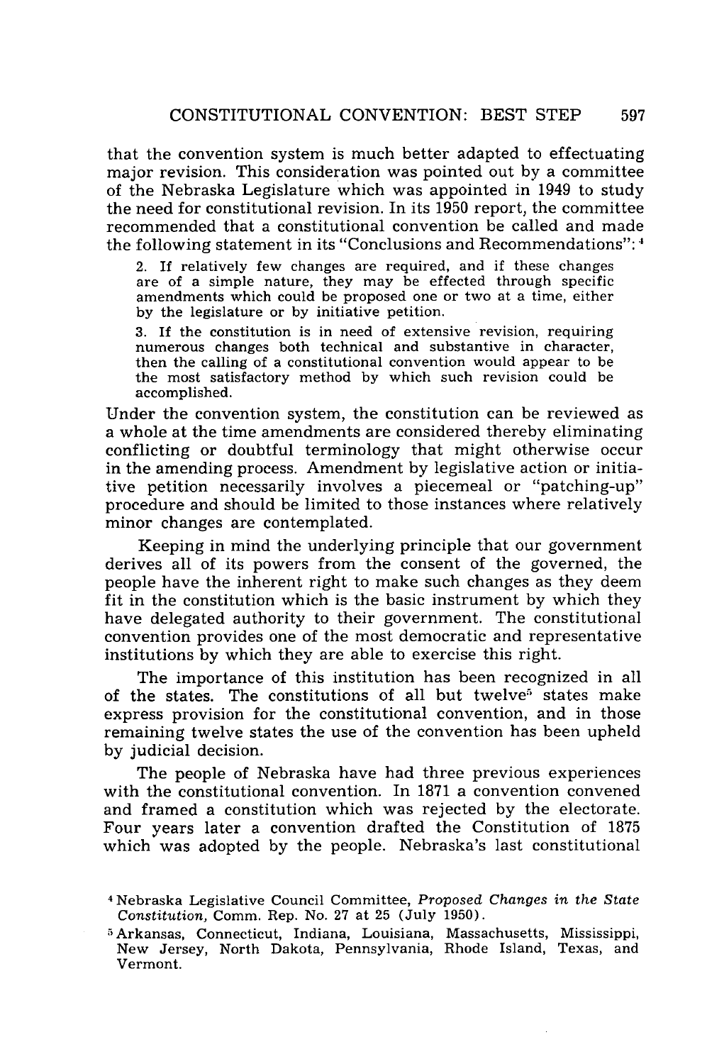that the convention system is much better adapted to effectuating major revision. This consideration was pointed out by a committee of the Nebraska Legislature which was appointed in 1949 to study the need for constitutional revision. In its 1950 report, the committee recommended that a constitutional convention be called and made the following statement in its "Conclusions and Recommendations":[4]

> 2. If relatively few changes are required, and if these changes are of a simple nature, they may be effected through specific amendments which could be proposed one or two at a time, either by the legislature or by initiative petition.
>
> 3. If the constitution is in need of extensive revision, requiring numerous changes both technical and substantive in character, then the calling of a constitutional convention would appear to be the most satisfactory method by which such revision could be accomplished.

Under the convention system, the constitution can be reviewed as a whole at the time amendments are considered thereby eliminating conflicting or doubtful terminology that might otherwise occur in the amending process. Amendment by legislative action or initiative petition necessarily involves a piecemeal or "patching-up" procedure and should be limited to those instances where relatively minor changes are contemplated.

Keeping in mind the underlying principle that our government derives all of its powers from the consent of the governed, the people have the inherent right to make such changes as they deem fit in the constitution which is the basic instrument by which they have delegated authority to their government. The constitutional convention provides one of the most democratic and representative institutions by which they are able to exercise this right.

The importance of this institution has been recognized in all of the states. The constitutions of all but twelve[5] states make express provision for the constitutional convention, and in those remaining twelve states the use of the convention has been upheld by judicial decision.

The people of Nebraska have had three previous experiences with the constitutional convention. In 1871 a convention convened and framed a constitution which was rejected by the electorate. Four years later a convention drafted the Constitution of 1875 which was adopted by the people. Nebraska's last constitutional

[4] Nebraska Legislative Council Committee, *Proposed Changes in the State Constitution*, Comm. Rep. No. 27 at 25 (July 1950).

[5] Arkansas, Connecticut, Indiana, Louisiana, Massachusetts, Mississippi, New Jersey, North Dakota, Pennsylvania, Rhode Island, Texas, and Vermont.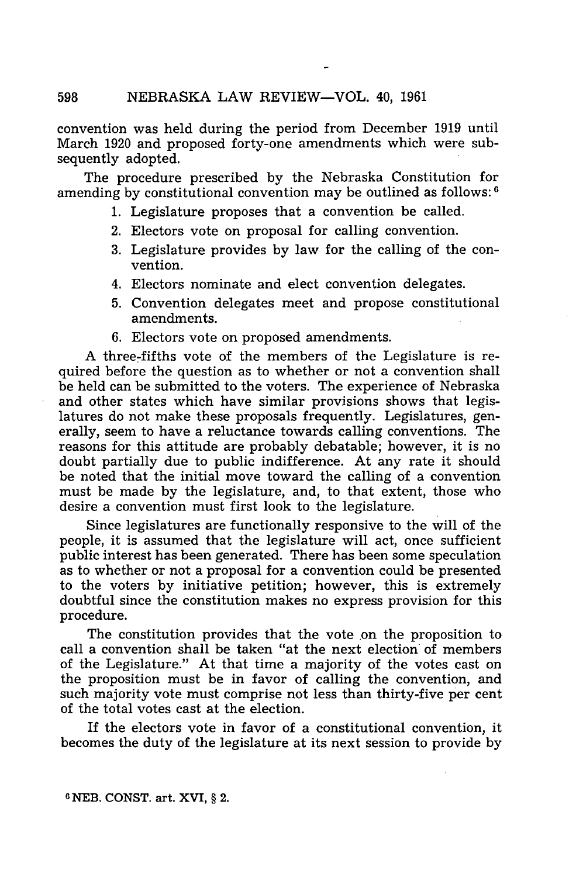convention was held during the period from December 1919 until March 1920 and proposed forty-one amendments which were subsequently adopted.

The procedure prescribed by the Nebraska Constitution for amending by constitutional convention may be outlined as follows: [6]

1. Legislature proposes that a convention be called.
2. Electors vote on proposal for calling convention.
3. Legislature provides by law for the calling of the convention.
4. Electors nominate and elect convention delegates.
5. Convention delegates meet and propose constitutional amendments.
6. Electors vote on proposed amendments.

A three-fifths vote of the members of the Legislature is required before the question as to whether or not a convention shall be held can be submitted to the voters. The experience of Nebraska and other states which have similar provisions shows that legislatures do not make these proposals frequently. Legislatures, generally, seem to have a reluctance towards calling conventions. The reasons for this attitude are probably debatable; however, it is no doubt partially due to public indifference. At any rate it should be noted that the initial move toward the calling of a convention must be made by the legislature, and, to that extent, those who desire a convention must first look to the legislature.

Since legislatures are functionally responsive to the will of the people, it is assumed that the legislature will act, once sufficient public interest has been generated. There has been some speculation as to whether or not a proposal for a convention could be presented to the voters by initiative petition; however, this is extremely doubtful since the constitution makes no express provision for this procedure.

The constitution provides that the vote on the proposition to call a convention shall be taken "at the next election of members of the Legislature." At that time a majority of the votes cast on the proposition must be in favor of calling the convention, and such majority vote must comprise not less than thirty-five per cent of the total votes cast at the election.

If the electors vote in favor of a constitutional convention, it becomes the duty of the legislature at its next session to provide by

[6] NEB. CONST. art. XVI, § 2.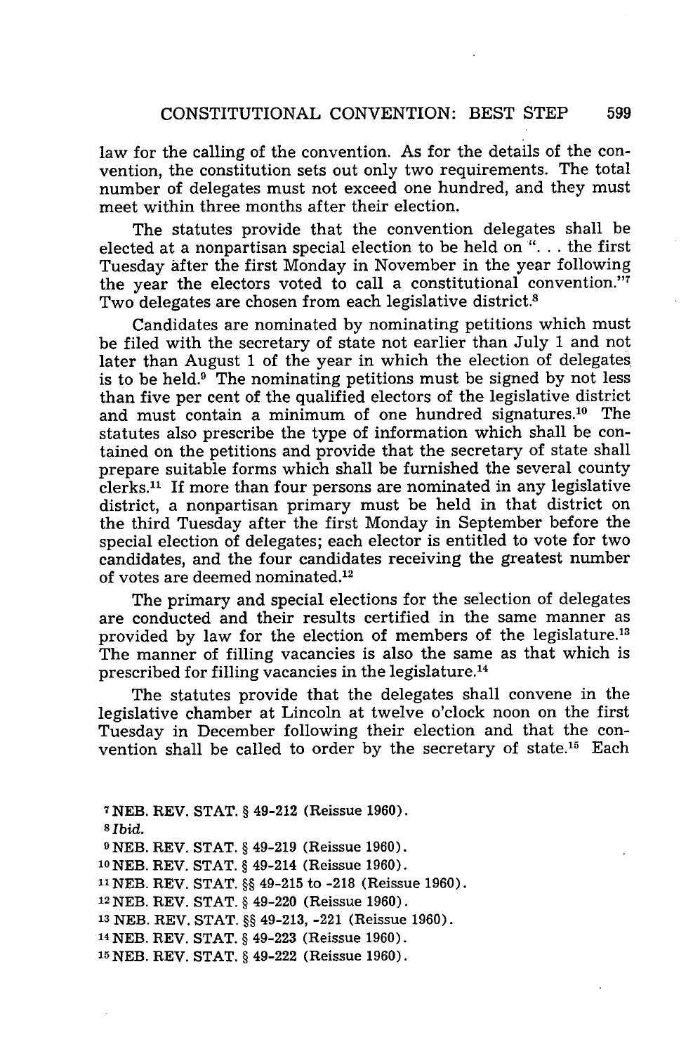law for the calling of the convention. As for the details of the convention, the constitution sets out only two requirements. The total number of delegates must not exceed one hundred, and they must meet within three months after their election.

The statutes provide that the convention delegates shall be elected at a nonpartisan special election to be held on ". . . the first Tuesday after the first Monday in November in the year following the year the electors voted to call a constitutional convention."[7] Two delegates are chosen from each legislative district.[8]

Candidates are nominated by nominating petitions which must be filed with the secretary of state not earlier than July 1 and not later than August 1 of the year in which the election of delegates is to be held.[9] The nominating petitions must be signed by not less than five per cent of the qualified electors of the legislative district and must contain a minimum of one hundred signatures.[10] The statutes also prescribe the type of information which shall be contained on the petitions and provide that the secretary of state shall prepare suitable forms which shall be furnished the several county clerks.[11] If more than four persons are nominated in any legislative district, a nonpartisan primary must be held in that district on the third Tuesday after the first Monday in September before the special election of delegates; each elector is entitled to vote for two candidates, and the four candidates receiving the greatest number of votes are deemed nominated.[12]

The primary and special elections for the selection of delegates are conducted and their results certified in the same manner as provided by law for the election of members of the legislature.[13] The manner of filling vacancies is also the same as that which is prescribed for filling vacancies in the legislature.[14]

The statutes provide that the delegates shall convene in the legislative chamber at Lincoln at twelve o'clock noon on the first Tuesday in December following their election and that the convention shall be called to order by the secretary of state.[15] Each

[7] NEB. REV. STAT. § 49-212 (Reissue 1960).

[8] *Ibid.*

[9] NEB. REV. STAT. § 49-219 (Reissue 1960).

[10] NEB. REV. STAT. § 49-214 (Reissue 1960).

[11] NEB. REV. STAT. §§ 49-215 to -218 (Reissue 1960).

[12] NEB. REV. STAT. § 49-220 (Reissue 1960).

[13] NEB. REV. STAT. §§ 49-213, -221 (Reissue 1960).

[14] NEB. REV. STAT. § 49-223 (Reissue 1960).

[15] NEB. REV. STAT. § 49-222 (Reissue 1960).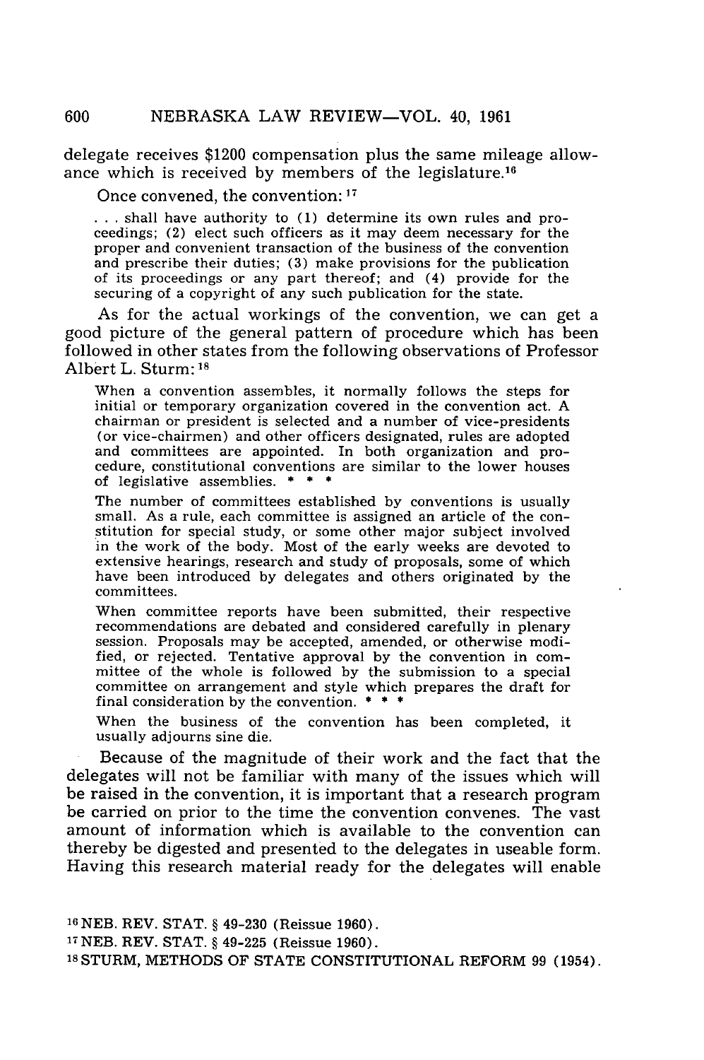delegate receives $1200 compensation plus the same mileage allowance which is received by members of the legislature.[16]

Once convened, the convention: [17]

> . . . shall have authority to (1) determine its own rules and proceedings; (2) elect such officers as it may deem necessary for the proper and convenient transaction of the business of the convention and prescribe their duties; (3) make provisions for the publication of its proceedings or any part thereof; and (4) provide for the securing of a copyright of any such publication for the state.

As for the actual workings of the convention, we can get a good picture of the general pattern of procedure which has been followed in other states from the following observations of Professor Albert L. Sturm: [18]

> When a convention assembles, it normally follows the steps for initial or temporary organization covered in the convention act. A chairman or president is selected and a number of vice-presidents (or vice-chairmen) and other officers designated, rules are adopted and committees are appointed. In both organization and procedure, constitutional conventions are similar to the lower houses of legislative assemblies. * * *
>
> The number of committees established by conventions is usually small. As a rule, each committee is assigned an article of the constitution for special study, or some other major subject involved in the work of the body. Most of the early weeks are devoted to extensive hearings, research and study of proposals, some of which have been introduced by delegates and others originated by the committees.
>
> When committee reports have been submitted, their respective recommendations are debated and considered carefully in plenary session. Proposals may be accepted, amended, or otherwise modified, or rejected. Tentative approval by the convention in committee of the whole is followed by the submission to a special committee on arrangement and style which prepares the draft for final consideration by the convention. * * *
>
> When the business of the convention has been completed, it usually adjourns sine die.

Because of the magnitude of their work and the fact that the delegates will not be familiar with many of the issues which will be raised in the convention, it is important that a research program be carried on prior to the time the convention convenes. The vast amount of information which is available to the convention can thereby be digested and presented to the delegates in useable form. Having this research material ready for the delegates will enable

[16] NEB. REV. STAT. § 49-230 (Reissue 1960).

[17] NEB. REV. STAT. § 49-225 (Reissue 1960).

[18] STURM, METHODS OF STATE CONSTITUTIONAL REFORM 99 (1954).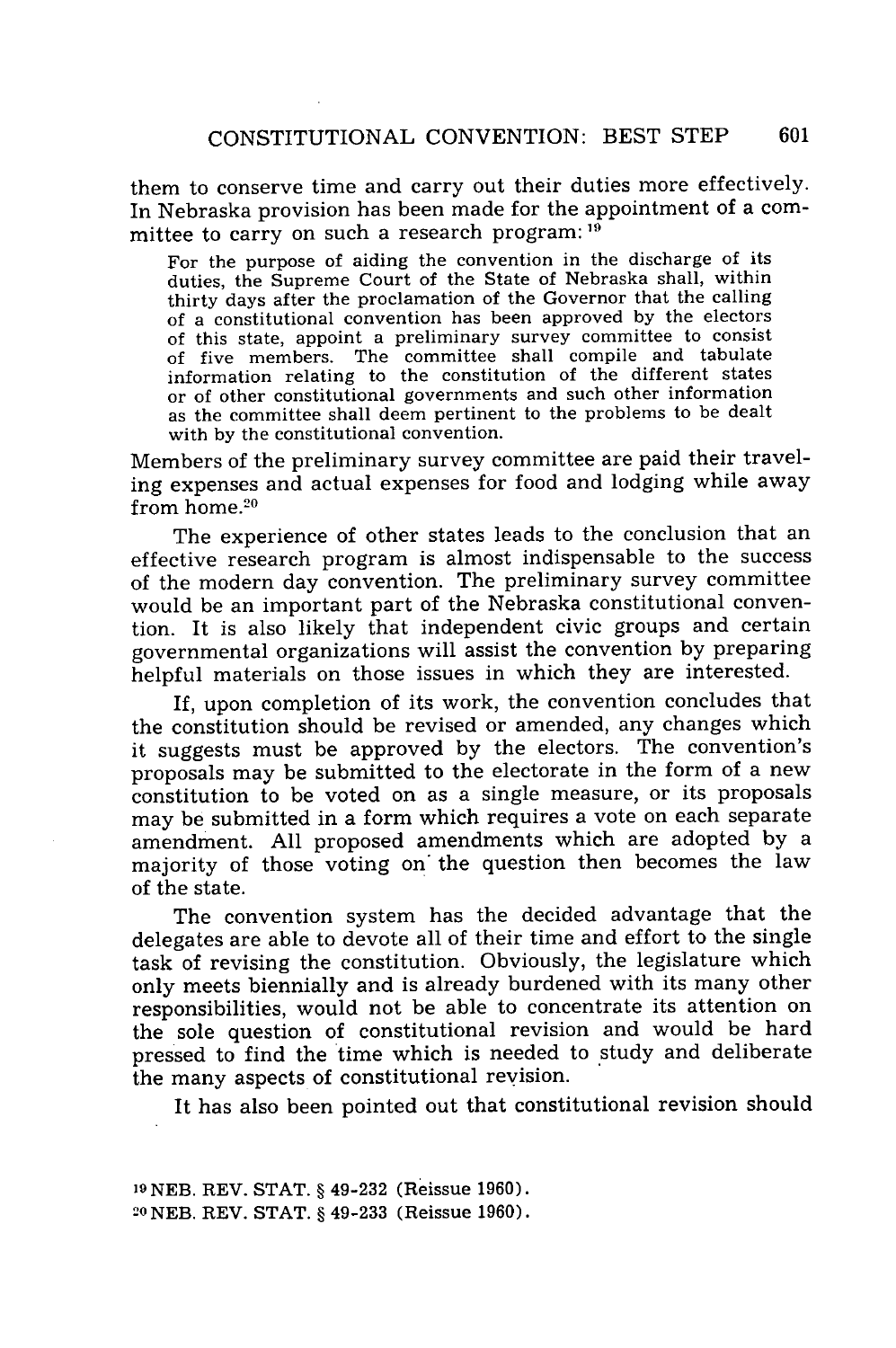them to conserve time and carry out their duties more effectively. In Nebraska provision has been made for the appointment of a committee to carry on such a research program:[19]

> For the purpose of aiding the convention in the discharge of its duties, the Supreme Court of the State of Nebraska shall, within thirty days after the proclamation of the Governor that the calling of a constitutional convention has been approved by the electors of this state, appoint a preliminary survey committee to consist of five members. The committee shall compile and tabulate information relating to the constitution of the different states or of other constitutional governments and such other information as the committee shall deem pertinent to the problems to be dealt with by the constitutional convention.

Members of the preliminary survey committee are paid their traveling expenses and actual expenses for food and lodging while away from home.[20]

The experience of other states leads to the conclusion that an effective research program is almost indispensable to the success of the modern day convention. The preliminary survey committee would be an important part of the Nebraska constitutional convention. It is also likely that independent civic groups and certain governmental organizations will assist the convention by preparing helpful materials on those issues in which they are interested.

If, upon completion of its work, the convention concludes that the constitution should be revised or amended, any changes which it suggests must be approved by the electors. The convention's proposals may be submitted to the electorate in the form of a new constitution to be voted on as a single measure, or its proposals may be submitted in a form which requires a vote on each separate amendment. All proposed amendments which are adopted by a majority of those voting on the question then becomes the law of the state.

The convention system has the decided advantage that the delegates are able to devote all of their time and effort to the single task of revising the constitution. Obviously, the legislature which only meets biennially and is already burdened with its many other responsibilities, would not be able to concentrate its attention on the sole question of constitutional revision and would be hard pressed to find the time which is needed to study and deliberate the many aspects of constitutional revision.

It has also been pointed out that constitutional revision should

[19] NEB. REV. STAT. § 49-232 (Reissue 1960).

[20] NEB. REV. STAT. § 49-233 (Reissue 1960).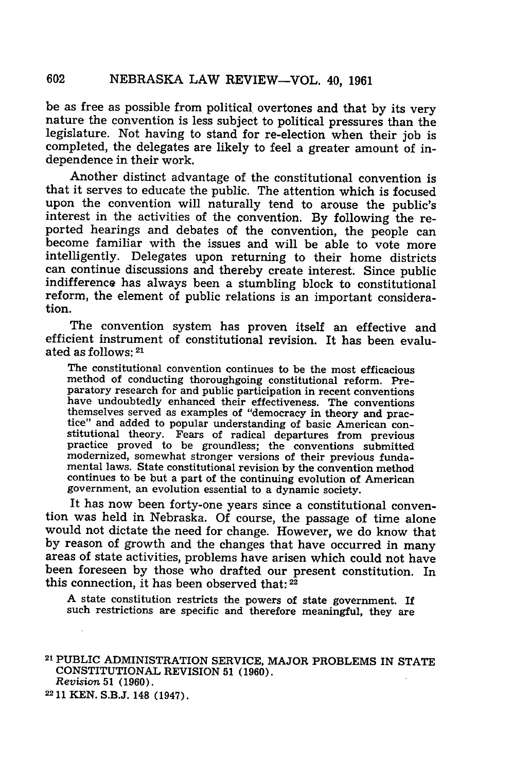be as free as possible from political overtones and that by its very nature the convention is less subject to political pressures than the legislature. Not having to stand for re-election when their job is completed, the delegates are likely to feel a greater amount of independence in their work.

Another distinct advantage of the constitutional convention is that it serves to educate the public. The attention which is focused upon the convention will naturally tend to arouse the public's interest in the activities of the convention. By following the reported hearings and debates of the convention, the people can become familiar with the issues and will be able to vote more intelligently. Delegates upon returning to their home districts can continue discussions and thereby create interest. Since public indifference has always been a stumbling block to constitutional reform, the element of public relations is an important consideration.

The convention system has proven itself an effective and efficient instrument of constitutional revision. It has been evaluated as follows: [21]

> The constitutional convention continues to be the most efficacious method of conducting thoroughgoing constitutional reform. Preparatory research for and public participation in recent conventions have undoubtedly enhanced their effectiveness. The conventions themselves served as examples of "democracy in theory and practice" and added to popular understanding of basic American constitutional theory. Fears of radical departures from previous practice proved to be groundless; the conventions submitted modernized, somewhat stronger versions of their previous fundamental laws. State constitutional revision by the convention method continues to be but a part of the continuing evolution of American government, an evolution essential to a dynamic society.

It has now been forty-one years since a constitutional convention was held in Nebraska. Of course, the passage of time alone would not dictate the need for change. However, we do know that by reason of growth and the changes that have occurred in many areas of state activities, problems have arisen which could not have been foreseen by those who drafted our present constitution. In this connection, it has been observed that: [22]

> A state constitution restricts the powers of state government. If such restrictions are specific and therefore meaningful, they are

---

[21] PUBLIC ADMINISTRATION SERVICE, MAJOR PROBLEMS IN STATE CONSTITUTIONAL REVISION 51 (1960).
*Revision* 51 (1960).

[22] 11 KEN. S.B.J. 148 (1947).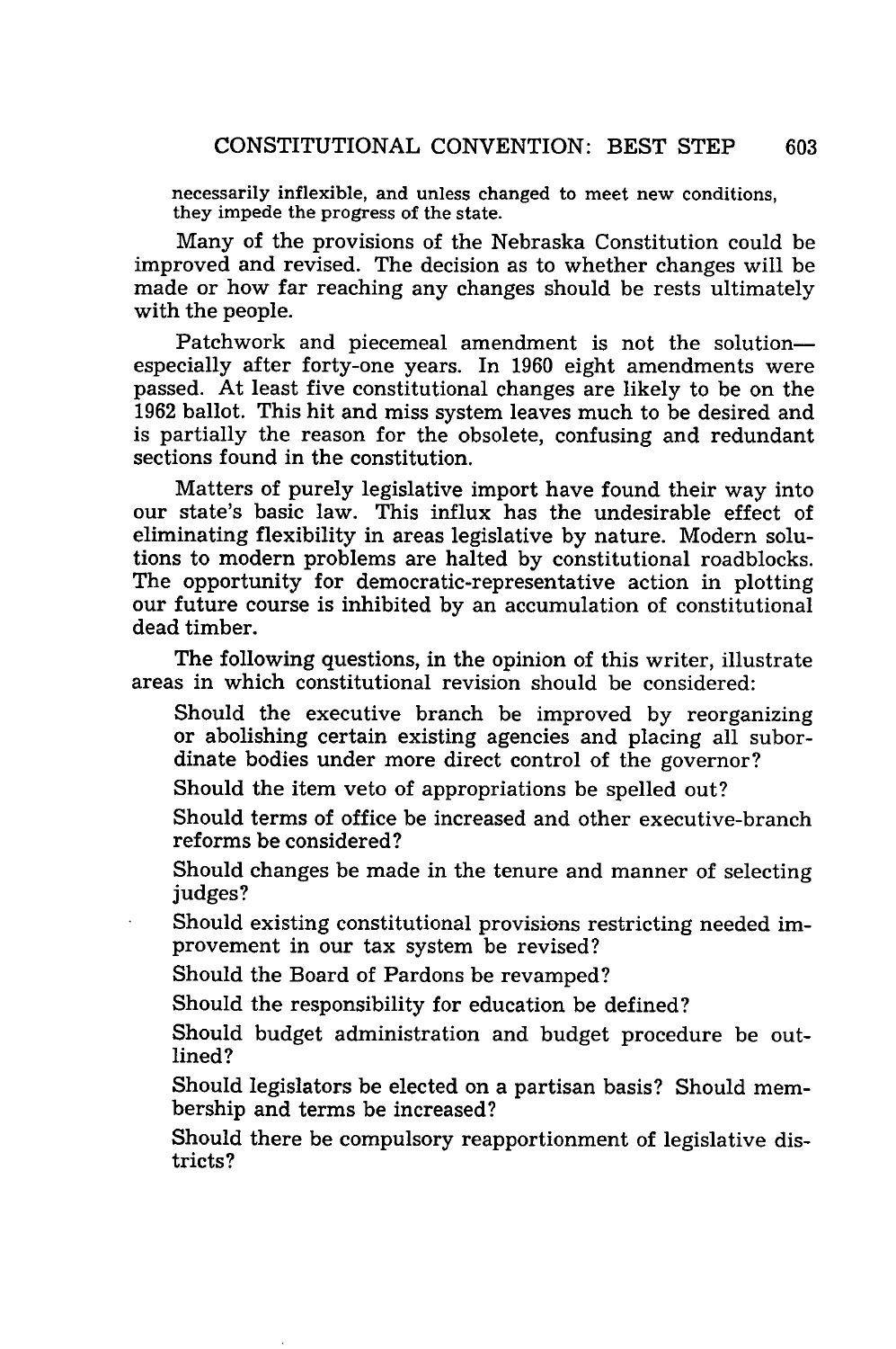necessarily inflexible, and unless changed to meet new conditions, they impede the progress of the state.

Many of the provisions of the Nebraska Constitution could be improved and revised. The decision as to whether changes will be made or how far reaching any changes should be rests ultimately with the people.

Patchwork and piecemeal amendment is not the solution—especially after forty-one years. In 1960 eight amendments were passed. At least five constitutional changes are likely to be on the 1962 ballot. This hit and miss system leaves much to be desired and is partially the reason for the obsolete, confusing and redundant sections found in the constitution.

Matters of purely legislative import have found their way into our state's basic law. This influx has the undesirable effect of eliminating flexibility in areas legislative by nature. Modern solutions to modern problems are halted by constitutional roadblocks. The opportunity for democratic-representative action in plotting our future course is inhibited by an accumulation of constitutional dead timber.

The following questions, in the opinion of this writer, illustrate areas in which constitutional revision should be considered:

> Should the executive branch be improved by reorganizing or abolishing certain existing agencies and placing all subordinate bodies under more direct control of the governor?
>
> Should the item veto of appropriations be spelled out?
>
> Should terms of office be increased and other executive-branch reforms be considered?
>
> Should changes be made in the tenure and manner of selecting judges?
>
> Should existing constitutional provisions restricting needed improvement in our tax system be revised?
>
> Should the Board of Pardons be revamped?
>
> Should the responsibility for education be defined?
>
> Should budget administration and budget procedure be outlined?
>
> Should legislators be elected on a partisan basis? Should membership and terms be increased?
>
> Should there be compulsory reapportionment of legislative districts?